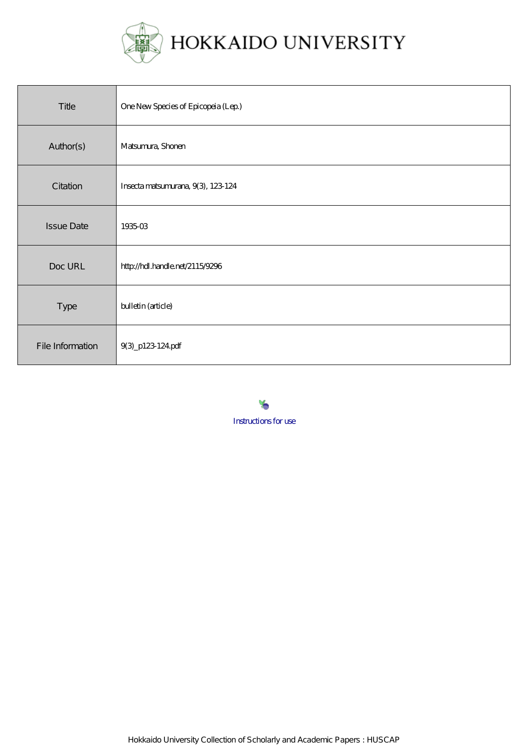HOKKAIDO UNIVERSITY

| Title | One New Species of Epicopeia (Lep.) |
| --- | --- |
| Author(s) | Matsumura, Shonen |
| Citation | Insecta matsumurana, 9(3), 123-124 |
| Issue Date | 1935-03 |
| Doc URL | http://hdl.handle.net/2115/9296 |
| Type | bulletin (article) |
| File Information | 9(3)_p123-124.pdf |

Instructions for use

Hokkaido University Collection of Scholarly and Academic Papers : HUSCAP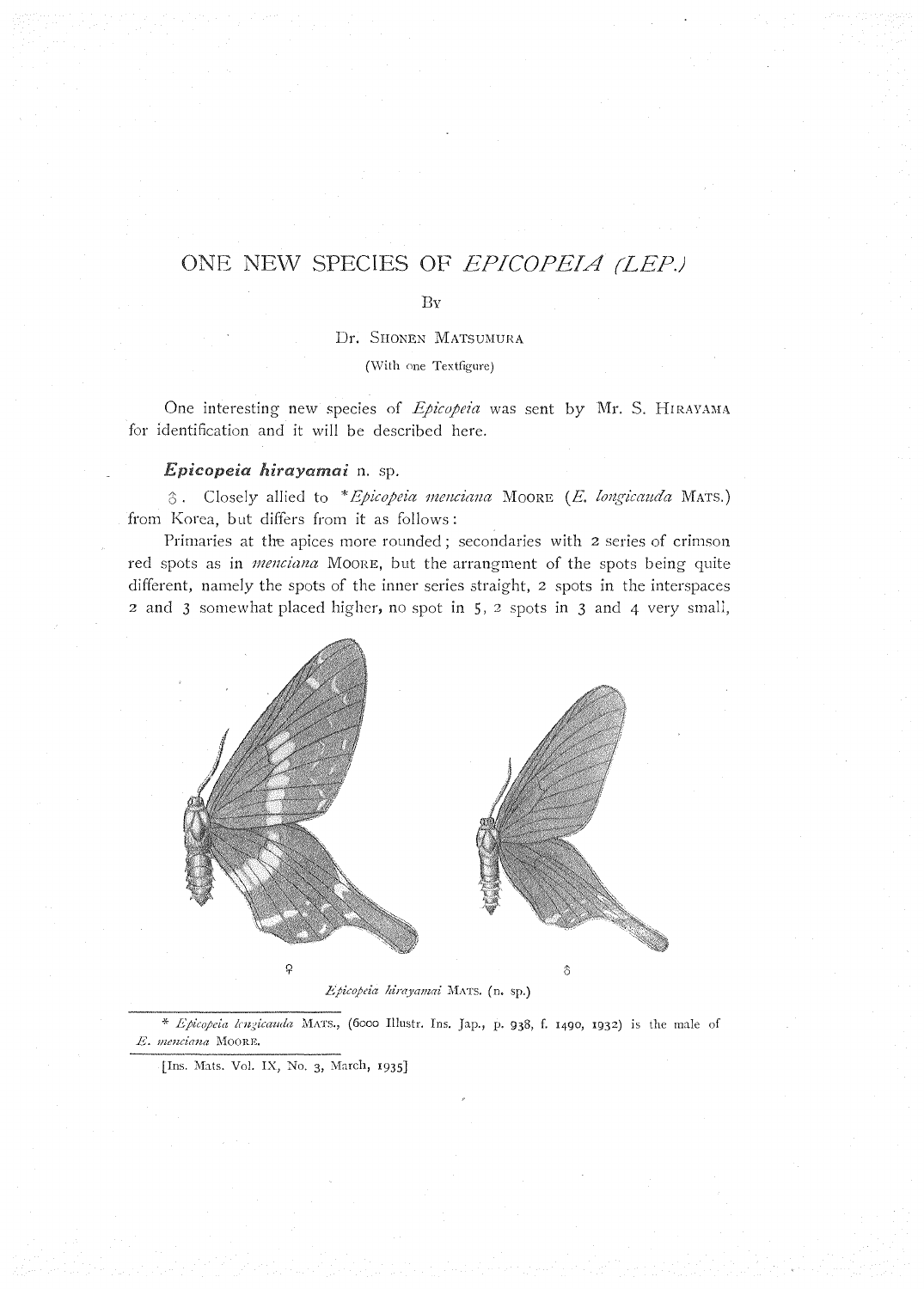# ONE NEW SPECIES OF *EPICOPEIA (LEP.)*

By

Dr. SHONEN MATSUMURA

(With one Textfigure)

One interesting new species of *Epicopeia* was sent by Mr. S. HIRAYAMA for identification and it will be described here.

## *Epicopeia hirayamai* n. sp.

♂. Closely allied to **Epicopeia menciana* MOORE (*E. longicauda* MATS.) from Korea, but differs from it as follows:

Primaries at the apices more rounded; secondaries with 2 series of crimson red spots as in *menciana* MOORE, but the arrangment of the spots being quite different, namely the spots of the inner series straight, 2 spots in the interspaces 2 and 3 somewhat placed higher, no spot in 5, 2 spots in 3 and 4 very small,

♀ ♂

*Epicopeia hirayamai* MATS. (n. sp.)

* *Epicopeia longicauda* MATS., (6000 Illustr. Ins. Jap., p. 938, f. 1490, 1932) is the male of *E. menciana* MOORE.

[Ins. Mats. Vol. IX, No. 3, March, 1935]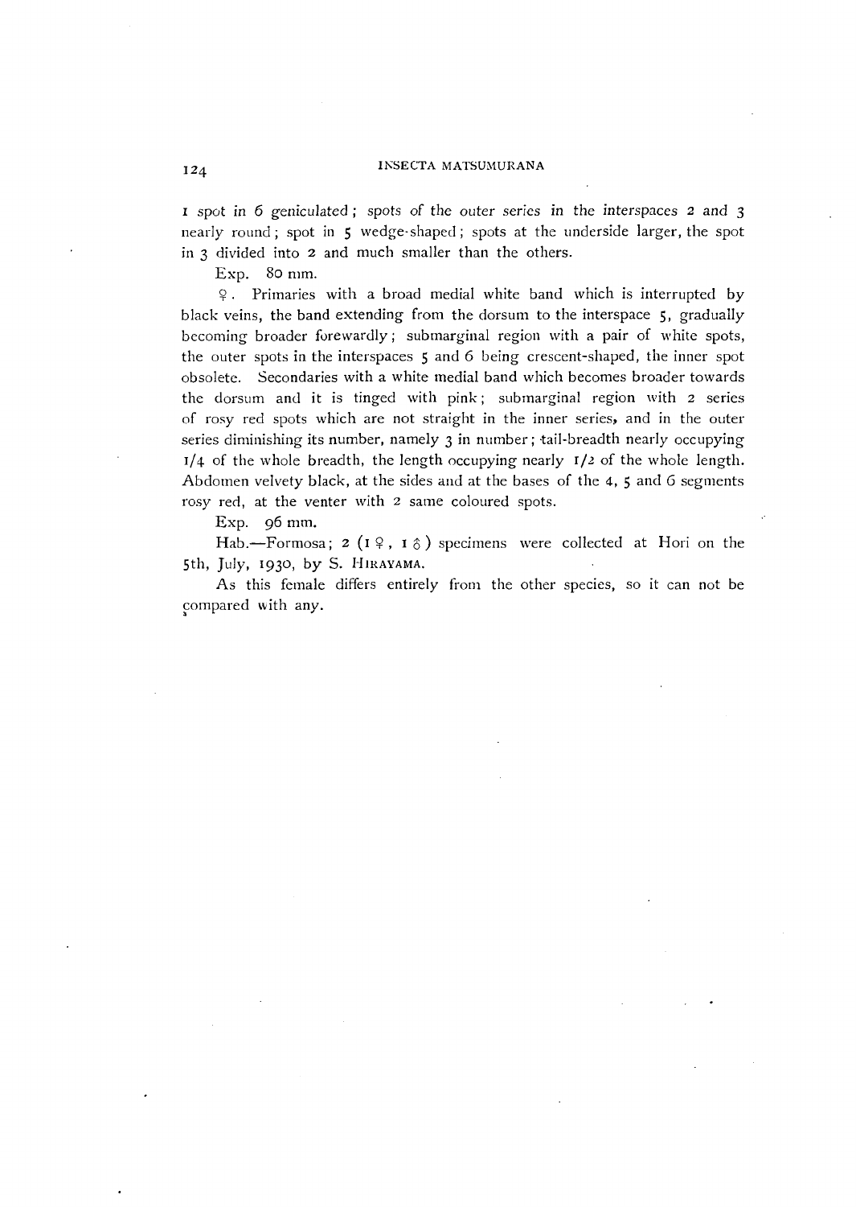1 spot in 6 geniculated; spots of the outer series in the interspaces 2 and 3 nearly round; spot in 5 wedge-shaped; spots at the underside larger, the spot in 3 divided into 2 and much smaller than the others.

Exp. 80 mm.

♀. Primaries with a broad medial white band which is interrupted by black veins, the band extending from the dorsum to the interspace 5, gradually becoming broader forewardly; submarginal region with a pair of white spots, the outer spots in the interspaces 5 and 6 being crescent-shaped, the inner spot obsolete. Secondaries with a white medial band which becomes broader towards the dorsum and it is tinged with pink; submarginal region with 2 series of rosy red spots which are not straight in the inner series, and in the outer series diminishing its number, namely 3 in number; tail-breadth nearly occupying 1/4 of the whole breadth, the length occupying nearly 1/2 of the whole length. Abdomen velvety black, at the sides and at the bases of the 4, 5 and 6 segments rosy red, at the venter with 2 same coloured spots.

Exp. 96 mm.

Hab.—Formosa; 2 (1 ♀, 1 ♂) specimens were collected at Hori on the 5th, July, 1930, by S. Hirayama.

As this female differs entirely from the other species, so it can not be compared with any.